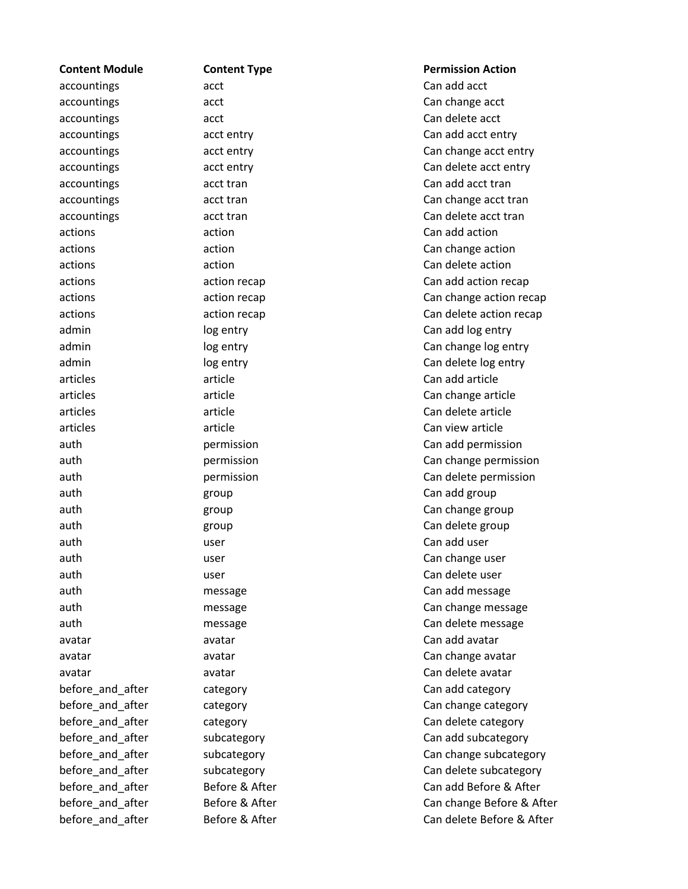| Content Module | Content Type | Permission Action |
|---|---|---|
| accountings | acct | Can add acct |
| accountings | acct | Can change acct |
| accountings | acct | Can delete acct |
| accountings | acct entry | Can add acct entry |
| accountings | acct entry | Can change acct entry |
| accountings | acct entry | Can delete acct entry |
| accountings | acct tran | Can add acct tran |
| accountings | acct tran | Can change acct tran |
| accountings | acct tran | Can delete acct tran |
| actions | action | Can add action |
| actions | action | Can change action |
| actions | action | Can delete action |
| actions | action recap | Can add action recap |
| actions | action recap | Can change action recap |
| actions | action recap | Can delete action recap |
| admin | log entry | Can add log entry |
| admin | log entry | Can change log entry |
| admin | log entry | Can delete log entry |
| articles | article | Can add article |
| articles | article | Can change article |
| articles | article | Can delete article |
| articles | article | Can view article |
| auth | permission | Can add permission |
| auth | permission | Can change permission |
| auth | permission | Can delete permission |
| auth | group | Can add group |
| auth | group | Can change group |
| auth | group | Can delete group |
| auth | user | Can add user |
| auth | user | Can change user |
| auth | user | Can delete user |
| auth | message | Can add message |
| auth | message | Can change message |
| auth | message | Can delete message |
| avatar | avatar | Can add avatar |
| avatar | avatar | Can change avatar |
| avatar | avatar | Can delete avatar |
| before_and_after | category | Can add category |
| before_and_after | category | Can change category |
| before_and_after | category | Can delete category |
| before_and_after | subcategory | Can add subcategory |
| before_and_after | subcategory | Can change subcategory |
| before_and_after | subcategory | Can delete subcategory |
| before_and_after | Before & After | Can add Before & After |
| before_and_after | Before & After | Can change Before & After |
| before_and_after | Before & After | Can delete Before & After |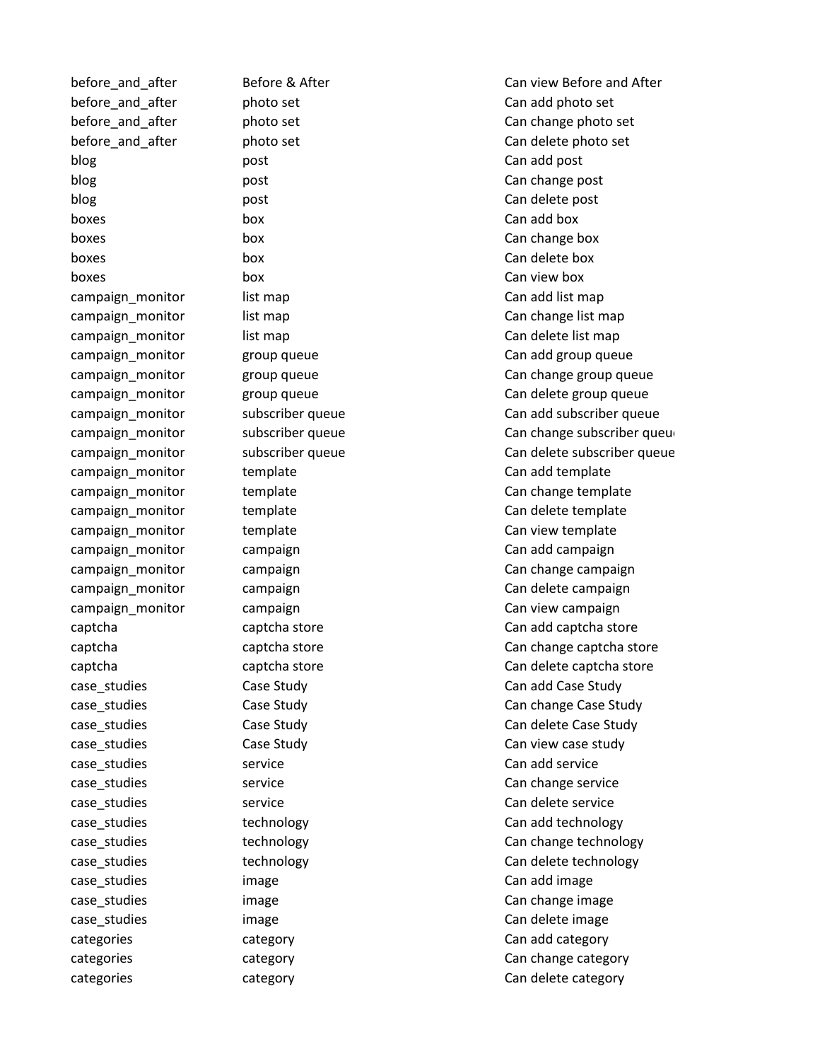| | | |
|---|---|---|
| before_and_after | Before & After | Can view Before and After |
| before_and_after | photo set | Can add photo set |
| before_and_after | photo set | Can change photo set |
| before_and_after | photo set | Can delete photo set |
| blog | post | Can add post |
| blog | post | Can change post |
| blog | post | Can delete post |
| boxes | box | Can add box |
| boxes | box | Can change box |
| boxes | box | Can delete box |
| boxes | box | Can view box |
| campaign_monitor | list map | Can add list map |
| campaign_monitor | list map | Can change list map |
| campaign_monitor | list map | Can delete list map |
| campaign_monitor | group queue | Can add group queue |
| campaign_monitor | group queue | Can change group queue |
| campaign_monitor | group queue | Can delete group queue |
| campaign_monitor | subscriber queue | Can add subscriber queue |
| campaign_monitor | subscriber queue | Can change subscriber queu |
| campaign_monitor | subscriber queue | Can delete subscriber queue |
| campaign_monitor | template | Can add template |
| campaign_monitor | template | Can change template |
| campaign_monitor | template | Can delete template |
| campaign_monitor | template | Can view template |
| campaign_monitor | campaign | Can add campaign |
| campaign_monitor | campaign | Can change campaign |
| campaign_monitor | campaign | Can delete campaign |
| campaign_monitor | campaign | Can view campaign |
| captcha | captcha store | Can add captcha store |
| captcha | captcha store | Can change captcha store |
| captcha | captcha store | Can delete captcha store |
| case_studies | Case Study | Can add Case Study |
| case_studies | Case Study | Can change Case Study |
| case_studies | Case Study | Can delete Case Study |
| case_studies | Case Study | Can view case study |
| case_studies | service | Can add service |
| case_studies | service | Can change service |
| case_studies | service | Can delete service |
| case_studies | technology | Can add technology |
| case_studies | technology | Can change technology |
| case_studies | technology | Can delete technology |
| case_studies | image | Can add image |
| case_studies | image | Can change image |
| case_studies | image | Can delete image |
| categories | category | Can add category |
| categories | category | Can change category |
| categories | category | Can delete category |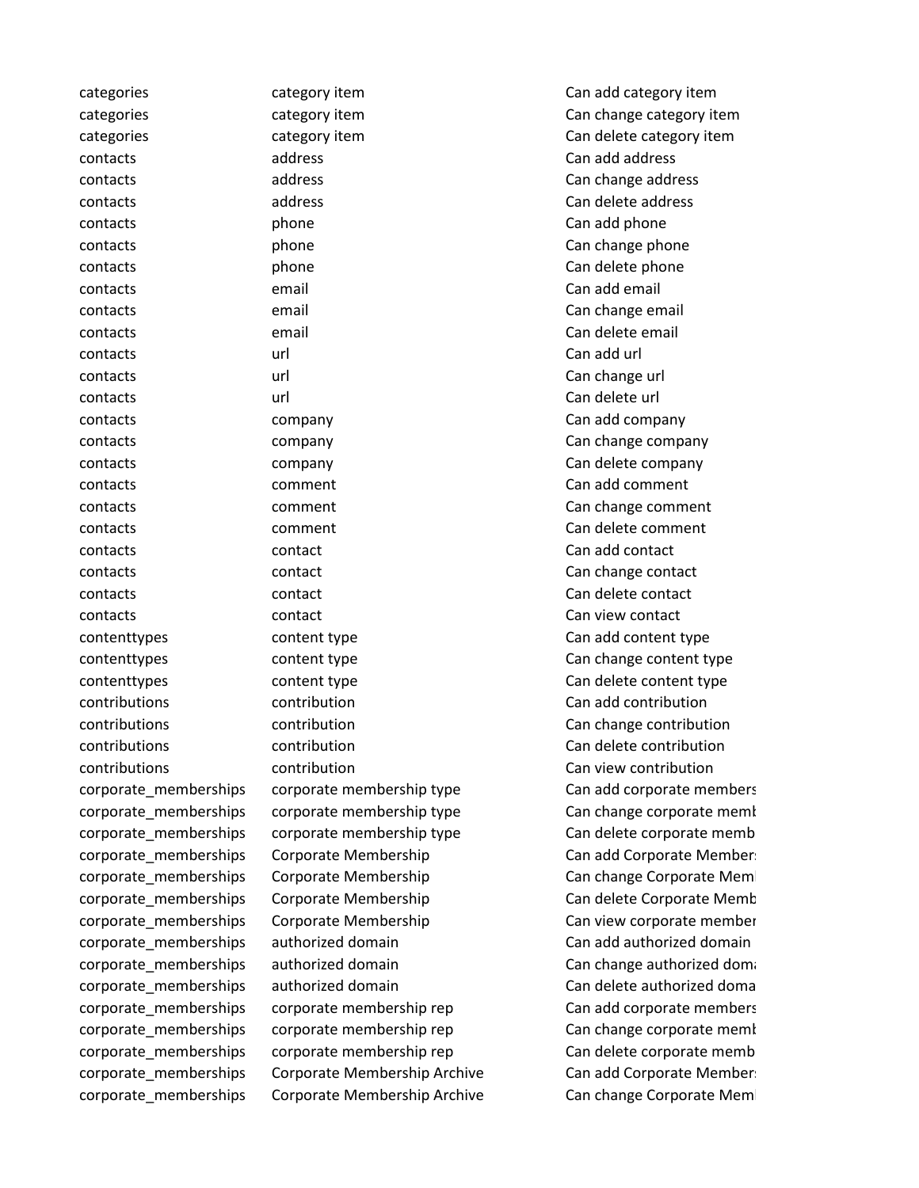| | | |
|---|---|---|
| categories | category item | Can add category item |
| categories | category item | Can change category item |
| categories | category item | Can delete category item |
| contacts | address | Can add address |
| contacts | address | Can change address |
| contacts | address | Can delete address |
| contacts | phone | Can add phone |
| contacts | phone | Can change phone |
| contacts | phone | Can delete phone |
| contacts | email | Can add email |
| contacts | email | Can change email |
| contacts | email | Can delete email |
| contacts | url | Can add url |
| contacts | url | Can change url |
| contacts | url | Can delete url |
| contacts | company | Can add company |
| contacts | company | Can change company |
| contacts | company | Can delete company |
| contacts | comment | Can add comment |
| contacts | comment | Can change comment |
| contacts | comment | Can delete comment |
| contacts | contact | Can add contact |
| contacts | contact | Can change contact |
| contacts | contact | Can delete contact |
| contacts | contact | Can view contact |
| contenttypes | content type | Can add content type |
| contenttypes | content type | Can change content type |
| contenttypes | content type | Can delete content type |
| contributions | contribution | Can add contribution |
| contributions | contribution | Can change contribution |
| contributions | contribution | Can delete contribution |
| contributions | contribution | Can view contribution |
| corporate_memberships | corporate membership type | Can add corporate members |
| corporate_memberships | corporate membership type | Can change corporate memb |
| corporate_memberships | corporate membership type | Can delete corporate memb |
| corporate_memberships | Corporate Membership | Can add Corporate Member: |
| corporate_memberships | Corporate Membership | Can change Corporate Meml |
| corporate_memberships | Corporate Membership | Can delete Corporate Memb |
| corporate_memberships | Corporate Membership | Can view corporate member |
| corporate_memberships | authorized domain | Can add authorized domain |
| corporate_memberships | authorized domain | Can change authorized dom: |
| corporate_memberships | authorized domain | Can delete authorized doma |
| corporate_memberships | corporate membership rep | Can add corporate members |
| corporate_memberships | corporate membership rep | Can change corporate memb |
| corporate_memberships | corporate membership rep | Can delete corporate memb |
| corporate_memberships | Corporate Membership Archive | Can add Corporate Member: |
| corporate_memberships | Corporate Membership Archive | Can change Corporate Meml |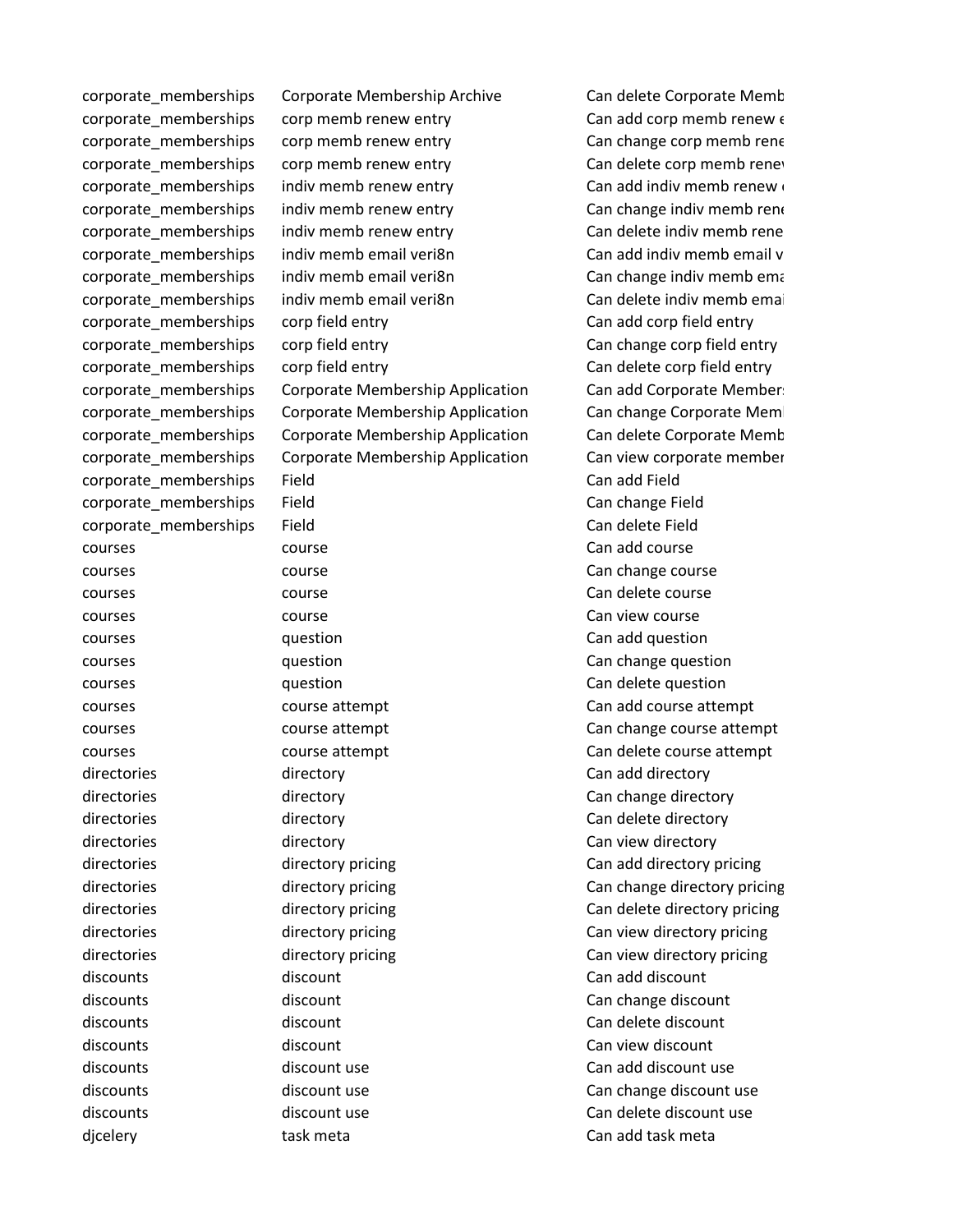| | | |
|---|---|---|
| corporate_memberships | Corporate Membership Archive | Can delete Corporate Memb |
| corporate_memberships | corp memb renew entry | Can add corp memb renew e |
| corporate_memberships | corp memb renew entry | Can change corp memb rene |
| corporate_memberships | corp memb renew entry | Can delete corp memb renev |
| corporate_memberships | indiv memb renew entry | Can add indiv memb renew e |
| corporate_memberships | indiv memb renew entry | Can change indiv memb rene |
| corporate_memberships | indiv memb renew entry | Can delete indiv memb rene |
| corporate_memberships | indiv memb email veri8n | Can add indiv memb email v |
| corporate_memberships | indiv memb email veri8n | Can change indiv memb ema |
| corporate_memberships | indiv memb email veri8n | Can delete indiv memb emai |
| corporate_memberships | corp field entry | Can add corp field entry |
| corporate_memberships | corp field entry | Can change corp field entry |
| corporate_memberships | corp field entry | Can delete corp field entry |
| corporate_memberships | Corporate Membership Application | Can add Corporate Member: |
| corporate_memberships | Corporate Membership Application | Can change Corporate Meml |
| corporate_memberships | Corporate Membership Application | Can delete Corporate Memb |
| corporate_memberships | Corporate Membership Application | Can view corporate member |
| corporate_memberships | Field | Can add Field |
| corporate_memberships | Field | Can change Field |
| corporate_memberships | Field | Can delete Field |
| courses | course | Can add course |
| courses | course | Can change course |
| courses | course | Can delete course |
| courses | course | Can view course |
| courses | question | Can add question |
| courses | question | Can change question |
| courses | question | Can delete question |
| courses | course attempt | Can add course attempt |
| courses | course attempt | Can change course attempt |
| courses | course attempt | Can delete course attempt |
| directories | directory | Can add directory |
| directories | directory | Can change directory |
| directories | directory | Can delete directory |
| directories | directory | Can view directory |
| directories | directory pricing | Can add directory pricing |
| directories | directory pricing | Can change directory pricing |
| directories | directory pricing | Can delete directory pricing |
| directories | directory pricing | Can view directory pricing |
| directories | directory pricing | Can view directory pricing |
| discounts | discount | Can add discount |
| discounts | discount | Can change discount |
| discounts | discount | Can delete discount |
| discounts | discount | Can view discount |
| discounts | discount use | Can add discount use |
| discounts | discount use | Can change discount use |
| discounts | discount use | Can delete discount use |
| djcelery | task meta | Can add task meta |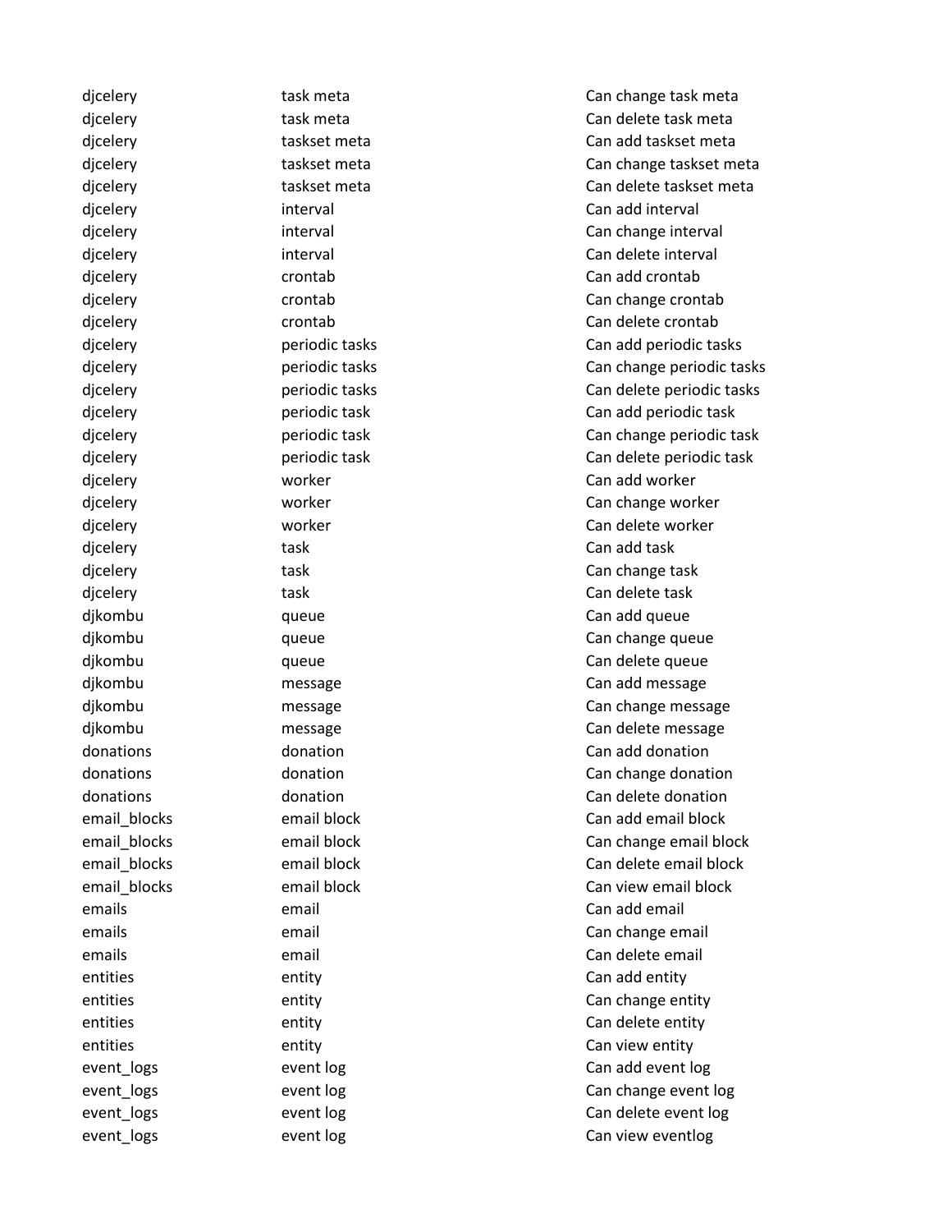| | | |
|---|---|---|
| djcelery | task meta | Can change task meta |
| djcelery | task meta | Can delete task meta |
| djcelery | taskset meta | Can add taskset meta |
| djcelery | taskset meta | Can change taskset meta |
| djcelery | taskset meta | Can delete taskset meta |
| djcelery | interval | Can add interval |
| djcelery | interval | Can change interval |
| djcelery | interval | Can delete interval |
| djcelery | crontab | Can add crontab |
| djcelery | crontab | Can change crontab |
| djcelery | crontab | Can delete crontab |
| djcelery | periodic tasks | Can add periodic tasks |
| djcelery | periodic tasks | Can change periodic tasks |
| djcelery | periodic tasks | Can delete periodic tasks |
| djcelery | periodic task | Can add periodic task |
| djcelery | periodic task | Can change periodic task |
| djcelery | periodic task | Can delete periodic task |
| djcelery | worker | Can add worker |
| djcelery | worker | Can change worker |
| djcelery | worker | Can delete worker |
| djcelery | task | Can add task |
| djcelery | task | Can change task |
| djcelery | task | Can delete task |
| djkombu | queue | Can add queue |
| djkombu | queue | Can change queue |
| djkombu | queue | Can delete queue |
| djkombu | message | Can add message |
| djkombu | message | Can change message |
| djkombu | message | Can delete message |
| donations | donation | Can add donation |
| donations | donation | Can change donation |
| donations | donation | Can delete donation |
| email_blocks | email block | Can add email block |
| email_blocks | email block | Can change email block |
| email_blocks | email block | Can delete email block |
| email_blocks | email block | Can view email block |
| emails | email | Can add email |
| emails | email | Can change email |
| emails | email | Can delete email |
| entities | entity | Can add entity |
| entities | entity | Can change entity |
| entities | entity | Can delete entity |
| entities | entity | Can view entity |
| event_logs | event log | Can add event log |
| event_logs | event log | Can change event log |
| event_logs | event log | Can delete event log |
| event_logs | event log | Can view eventlog |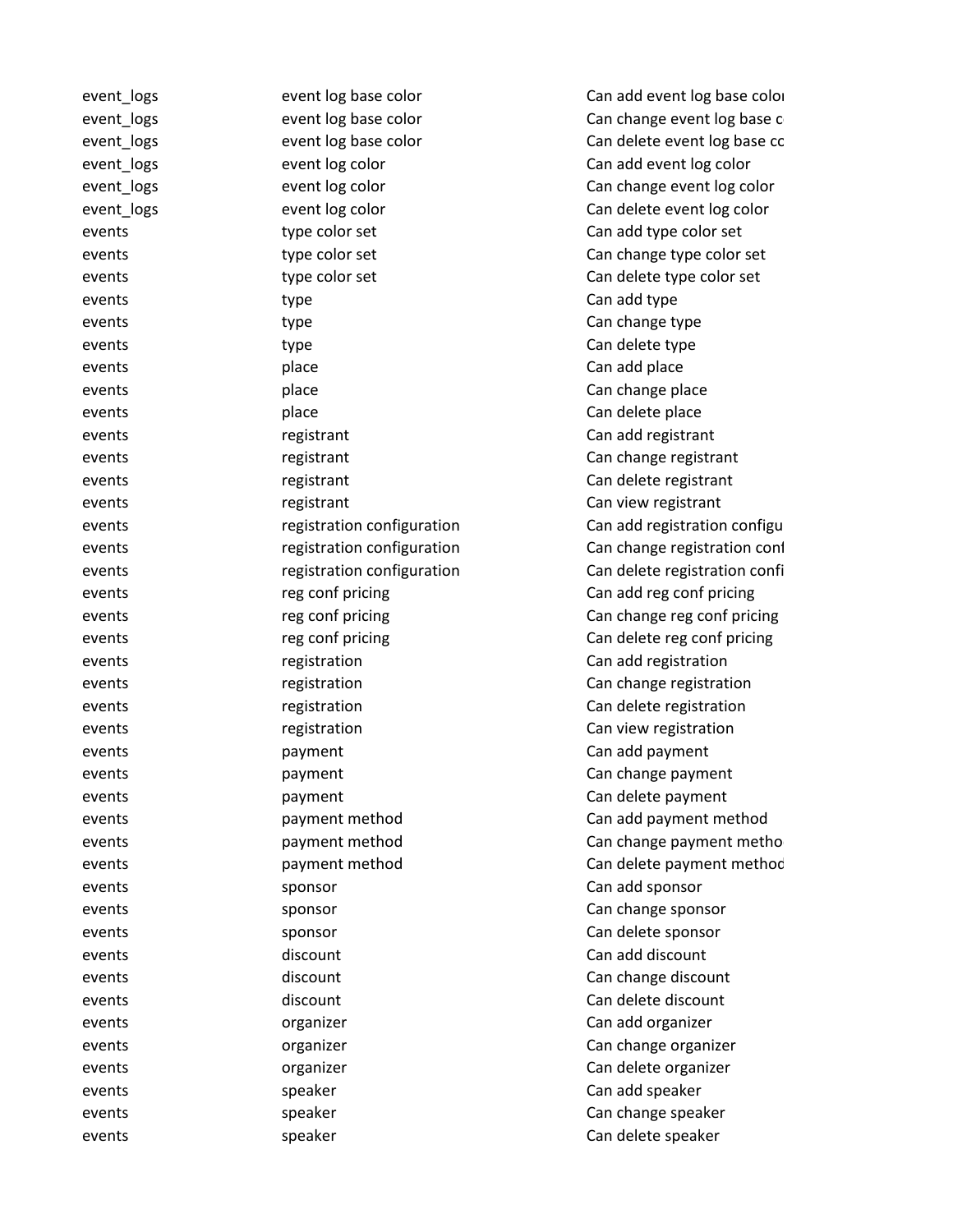| | | |
|---|---|---|
| event_logs | event log base color | Can add event log base colo |
| event_logs | event log base color | Can change event log base c |
| event_logs | event log base color | Can delete event log base co |
| event_logs | event log color | Can add event log color |
| event_logs | event log color | Can change event log color |
| event_logs | event log color | Can delete event log color |
| events | type color set | Can add type color set |
| events | type color set | Can change type color set |
| events | type color set | Can delete type color set |
| events | type | Can add type |
| events | type | Can change type |
| events | type | Can delete type |
| events | place | Can add place |
| events | place | Can change place |
| events | place | Can delete place |
| events | registrant | Can add registrant |
| events | registrant | Can change registrant |
| events | registrant | Can delete registrant |
| events | registrant | Can view registrant |
| events | registration configuration | Can add registration configu |
| events | registration configuration | Can change registration conf |
| events | registration configuration | Can delete registration confi |
| events | reg conf pricing | Can add reg conf pricing |
| events | reg conf pricing | Can change reg conf pricing |
| events | reg conf pricing | Can delete reg conf pricing |
| events | registration | Can add registration |
| events | registration | Can change registration |
| events | registration | Can delete registration |
| events | registration | Can view registration |
| events | payment | Can add payment |
| events | payment | Can change payment |
| events | payment | Can delete payment |
| events | payment method | Can add payment method |
| events | payment method | Can change payment metho |
| events | payment method | Can delete payment method |
| events | sponsor | Can add sponsor |
| events | sponsor | Can change sponsor |
| events | sponsor | Can delete sponsor |
| events | discount | Can add discount |
| events | discount | Can change discount |
| events | discount | Can delete discount |
| events | organizer | Can add organizer |
| events | organizer | Can change organizer |
| events | organizer | Can delete organizer |
| events | speaker | Can add speaker |
| events | speaker | Can change speaker |
| events | speaker | Can delete speaker |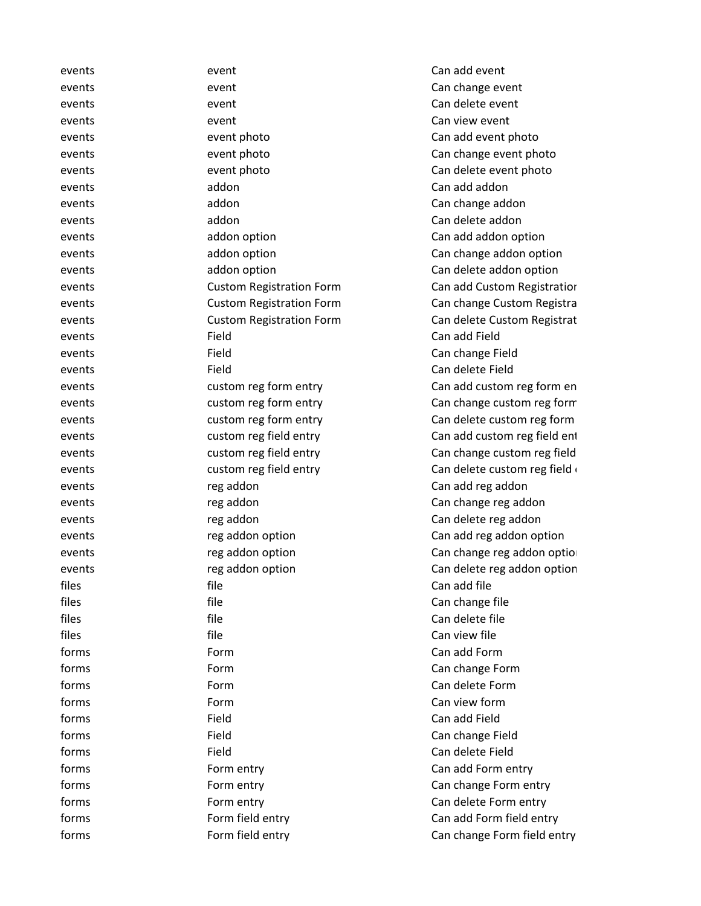| | | |
|---|---|---|
| events | event | Can add event |
| events | event | Can change event |
| events | event | Can delete event |
| events | event | Can view event |
| events | event photo | Can add event photo |
| events | event photo | Can change event photo |
| events | event photo | Can delete event photo |
| events | addon | Can add addon |
| events | addon | Can change addon |
| events | addon | Can delete addon |
| events | addon option | Can add addon option |
| events | addon option | Can change addon option |
| events | addon option | Can delete addon option |
| events | Custom Registration Form | Can add Custom Registratior |
| events | Custom Registration Form | Can change Custom Registra |
| events | Custom Registration Form | Can delete Custom Registrat |
| events | Field | Can add Field |
| events | Field | Can change Field |
| events | Field | Can delete Field |
| events | custom reg form entry | Can add custom reg form en |
| events | custom reg form entry | Can change custom reg form |
| events | custom reg form entry | Can delete custom reg form |
| events | custom reg field entry | Can add custom reg field ent |
| events | custom reg field entry | Can change custom reg field |
| events | custom reg field entry | Can delete custom reg field |
| events | reg addon | Can add reg addon |
| events | reg addon | Can change reg addon |
| events | reg addon | Can delete reg addon |
| events | reg addon option | Can add reg addon option |
| events | reg addon option | Can change reg addon optior |
| events | reg addon option | Can delete reg addon option |
| files | file | Can add file |
| files | file | Can change file |
| files | file | Can delete file |
| files | file | Can view file |
| forms | Form | Can add Form |
| forms | Form | Can change Form |
| forms | Form | Can delete Form |
| forms | Form | Can view form |
| forms | Field | Can add Field |
| forms | Field | Can change Field |
| forms | Field | Can delete Field |
| forms | Form entry | Can add Form entry |
| forms | Form entry | Can change Form entry |
| forms | Form entry | Can delete Form entry |
| forms | Form field entry | Can add Form field entry |
| forms | Form field entry | Can change Form field entry |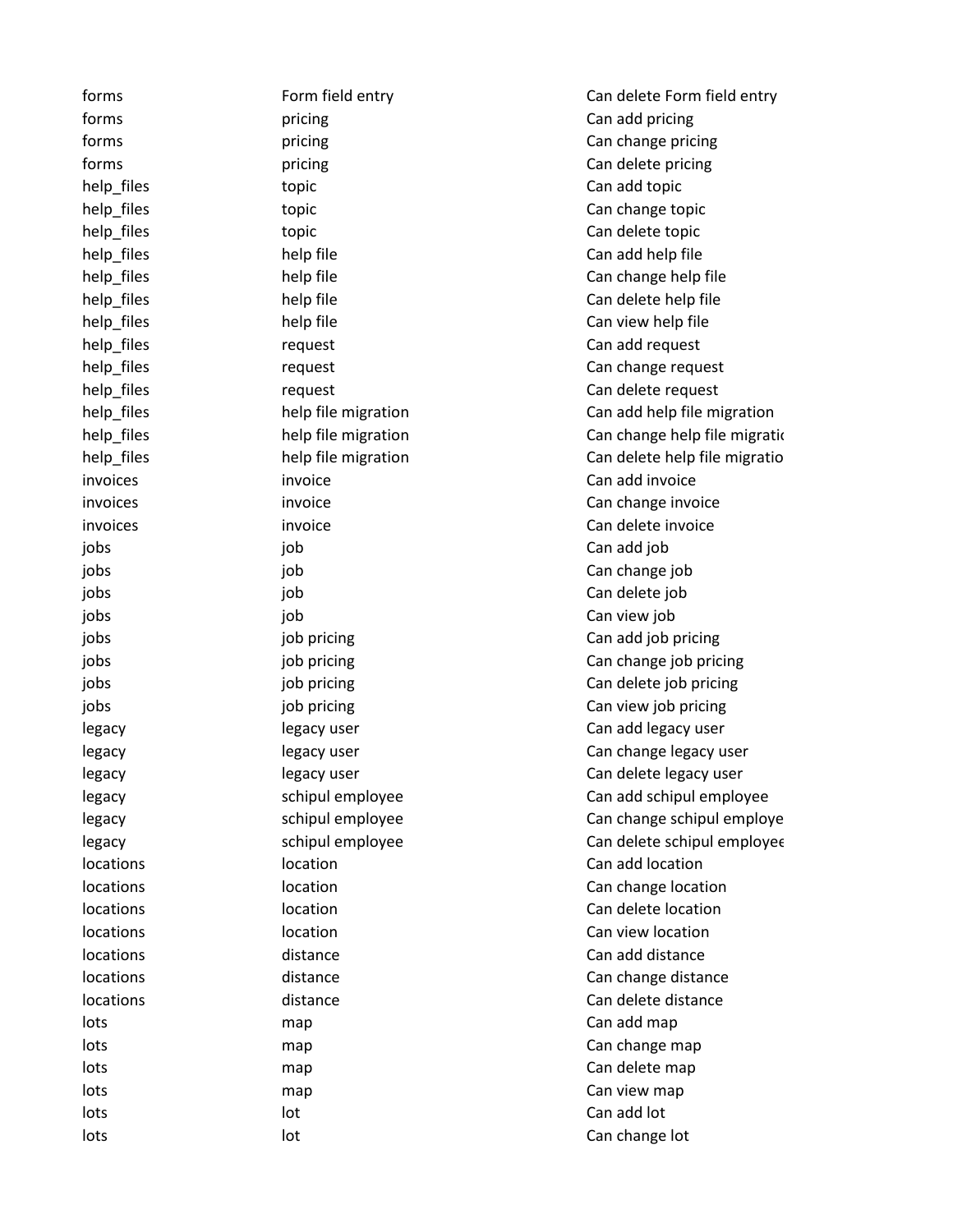| | | |
|---|---|---|
| forms | Form field entry | Can delete Form field entry |
| forms | pricing | Can add pricing |
| forms | pricing | Can change pricing |
| forms | pricing | Can delete pricing |
| help_files | topic | Can add topic |
| help_files | topic | Can change topic |
| help_files | topic | Can delete topic |
| help_files | help file | Can add help file |
| help_files | help file | Can change help file |
| help_files | help file | Can delete help file |
| help_files | help file | Can view help file |
| help_files | request | Can add request |
| help_files | request | Can change request |
| help_files | request | Can delete request |
| help_files | help file migration | Can add help file migration |
| help_files | help file migration | Can change help file migratic |
| help_files | help file migration | Can delete help file migratio |
| invoices | invoice | Can add invoice |
| invoices | invoice | Can change invoice |
| invoices | invoice | Can delete invoice |
| jobs | job | Can add job |
| jobs | job | Can change job |
| jobs | job | Can delete job |
| jobs | job | Can view job |
| jobs | job pricing | Can add job pricing |
| jobs | job pricing | Can change job pricing |
| jobs | job pricing | Can delete job pricing |
| jobs | job pricing | Can view job pricing |
| legacy | legacy user | Can add legacy user |
| legacy | legacy user | Can change legacy user |
| legacy | legacy user | Can delete legacy user |
| legacy | schipul employee | Can add schipul employee |
| legacy | schipul employee | Can change schipul employe |
| legacy | schipul employee | Can delete schipul employee |
| locations | location | Can add location |
| locations | location | Can change location |
| locations | location | Can delete location |
| locations | location | Can view location |
| locations | distance | Can add distance |
| locations | distance | Can change distance |
| locations | distance | Can delete distance |
| lots | map | Can add map |
| lots | map | Can change map |
| lots | map | Can delete map |
| lots | map | Can view map |
| lots | lot | Can add lot |
| lots | lot | Can change lot |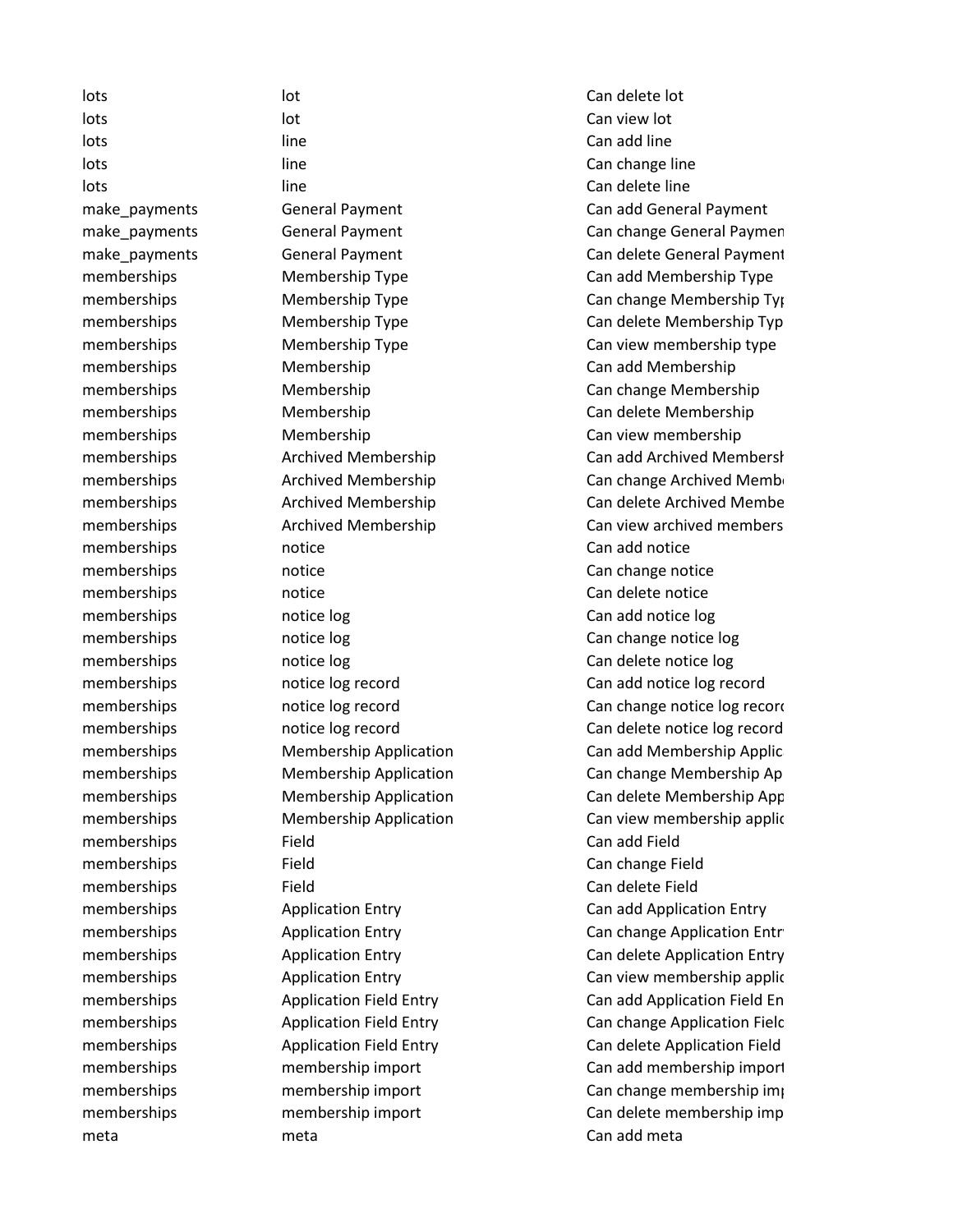| | | |
|---|---|---|
| lots | lot | Can delete lot |
| lots | lot | Can view lot |
| lots | line | Can add line |
| lots | line | Can change line |
| lots | line | Can delete line |
| make_payments | General Payment | Can add General Payment |
| make_payments | General Payment | Can change General Paymen |
| make_payments | General Payment | Can delete General Payment |
| memberships | Membership Type | Can add Membership Type |
| memberships | Membership Type | Can change Membership Typ |
| memberships | Membership Type | Can delete Membership Typ |
| memberships | Membership Type | Can view membership type |
| memberships | Membership | Can add Membership |
| memberships | Membership | Can change Membership |
| memberships | Membership | Can delete Membership |
| memberships | Membership | Can view membership |
| memberships | Archived Membership | Can add Archived Membersh |
| memberships | Archived Membership | Can change Archived Memb |
| memberships | Archived Membership | Can delete Archived Membe |
| memberships | Archived Membership | Can view archived members |
| memberships | notice | Can add notice |
| memberships | notice | Can change notice |
| memberships | notice | Can delete notice |
| memberships | notice log | Can add notice log |
| memberships | notice log | Can change notice log |
| memberships | notice log | Can delete notice log |
| memberships | notice log record | Can add notice log record |
| memberships | notice log record | Can change notice log recor |
| memberships | notice log record | Can delete notice log record |
| memberships | Membership Application | Can add Membership Applic |
| memberships | Membership Application | Can change Membership Ap |
| memberships | Membership Application | Can delete Membership App |
| memberships | Membership Application | Can view membership applic |
| memberships | Field | Can add Field |
| memberships | Field | Can change Field |
| memberships | Field | Can delete Field |
| memberships | Application Entry | Can add Application Entry |
| memberships | Application Entry | Can change Application Entr |
| memberships | Application Entry | Can delete Application Entry |
| memberships | Application Entry | Can view membership applic |
| memberships | Application Field Entry | Can add Application Field En |
| memberships | Application Field Entry | Can change Application Field |
| memberships | Application Field Entry | Can delete Application Field |
| memberships | membership import | Can add membership import |
| memberships | membership import | Can change membership imp |
| memberships | membership import | Can delete membership imp |
| meta | meta | Can add meta |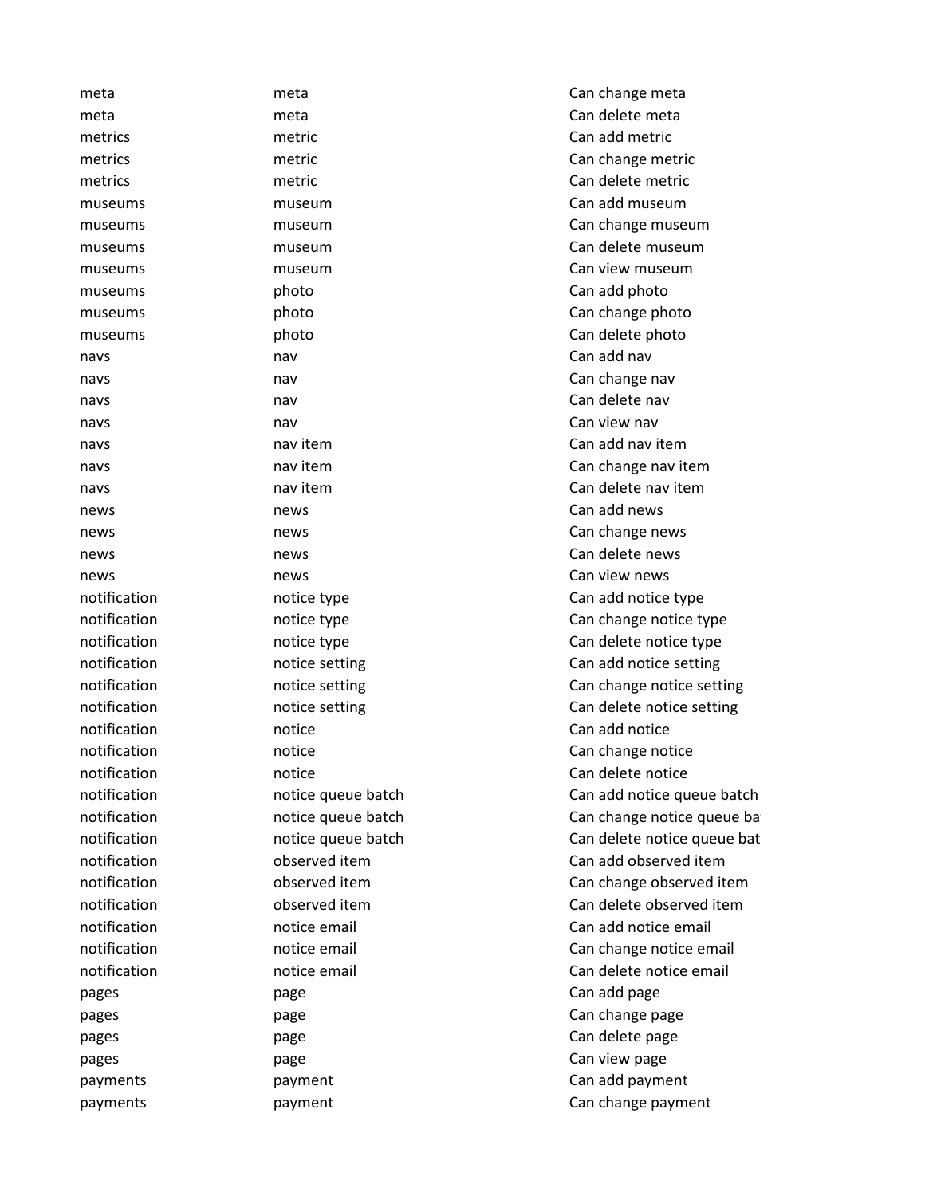| | | |
|---|---|---|
| meta | meta | Can change meta |
| meta | meta | Can delete meta |
| metrics | metric | Can add metric |
| metrics | metric | Can change metric |
| metrics | metric | Can delete metric |
| museums | museum | Can add museum |
| museums | museum | Can change museum |
| museums | museum | Can delete museum |
| museums | museum | Can view museum |
| museums | photo | Can add photo |
| museums | photo | Can change photo |
| museums | photo | Can delete photo |
| navs | nav | Can add nav |
| navs | nav | Can change nav |
| navs | nav | Can delete nav |
| navs | nav | Can view nav |
| navs | nav item | Can add nav item |
| navs | nav item | Can change nav item |
| navs | nav item | Can delete nav item |
| news | news | Can add news |
| news | news | Can change news |
| news | news | Can delete news |
| news | news | Can view news |
| notification | notice type | Can add notice type |
| notification | notice type | Can change notice type |
| notification | notice type | Can delete notice type |
| notification | notice setting | Can add notice setting |
| notification | notice setting | Can change notice setting |
| notification | notice setting | Can delete notice setting |
| notification | notice | Can add notice |
| notification | notice | Can change notice |
| notification | notice | Can delete notice |
| notification | notice queue batch | Can add notice queue batch |
| notification | notice queue batch | Can change notice queue ba |
| notification | notice queue batch | Can delete notice queue bat |
| notification | observed item | Can add observed item |
| notification | observed item | Can change observed item |
| notification | observed item | Can delete observed item |
| notification | notice email | Can add notice email |
| notification | notice email | Can change notice email |
| notification | notice email | Can delete notice email |
| pages | page | Can add page |
| pages | page | Can change page |
| pages | page | Can delete page |
| pages | page | Can view page |
| payments | payment | Can add payment |
| payments | payment | Can change payment |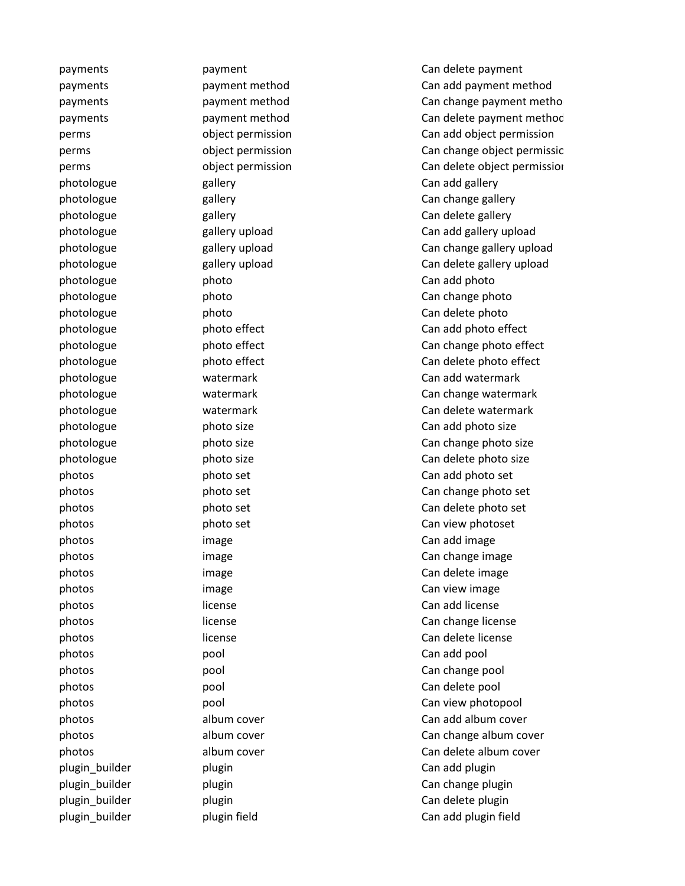| | | |
|---|---|---|
| payments | payment | Can delete payment |
| payments | payment method | Can add payment method |
| payments | payment method | Can change payment metho |
| payments | payment method | Can delete payment methoc |
| perms | object permission | Can add object permission |
| perms | object permission | Can change object permissic |
| perms | object permission | Can delete object permissior |
| photologue | gallery | Can add gallery |
| photologue | gallery | Can change gallery |
| photologue | gallery | Can delete gallery |
| photologue | gallery upload | Can add gallery upload |
| photologue | gallery upload | Can change gallery upload |
| photologue | gallery upload | Can delete gallery upload |
| photologue | photo | Can add photo |
| photologue | photo | Can change photo |
| photologue | photo | Can delete photo |
| photologue | photo effect | Can add photo effect |
| photologue | photo effect | Can change photo effect |
| photologue | photo effect | Can delete photo effect |
| photologue | watermark | Can add watermark |
| photologue | watermark | Can change watermark |
| photologue | watermark | Can delete watermark |
| photologue | photo size | Can add photo size |
| photologue | photo size | Can change photo size |
| photologue | photo size | Can delete photo size |
| photos | photo set | Can add photo set |
| photos | photo set | Can change photo set |
| photos | photo set | Can delete photo set |
| photos | photo set | Can view photoset |
| photos | image | Can add image |
| photos | image | Can change image |
| photos | image | Can delete image |
| photos | image | Can view image |
| photos | license | Can add license |
| photos | license | Can change license |
| photos | license | Can delete license |
| photos | pool | Can add pool |
| photos | pool | Can change pool |
| photos | pool | Can delete pool |
| photos | pool | Can view photopool |
| photos | album cover | Can add album cover |
| photos | album cover | Can change album cover |
| photos | album cover | Can delete album cover |
| plugin_builder | plugin | Can add plugin |
| plugin_builder | plugin | Can change plugin |
| plugin_builder | plugin | Can delete plugin |
| plugin_builder | plugin field | Can add plugin field |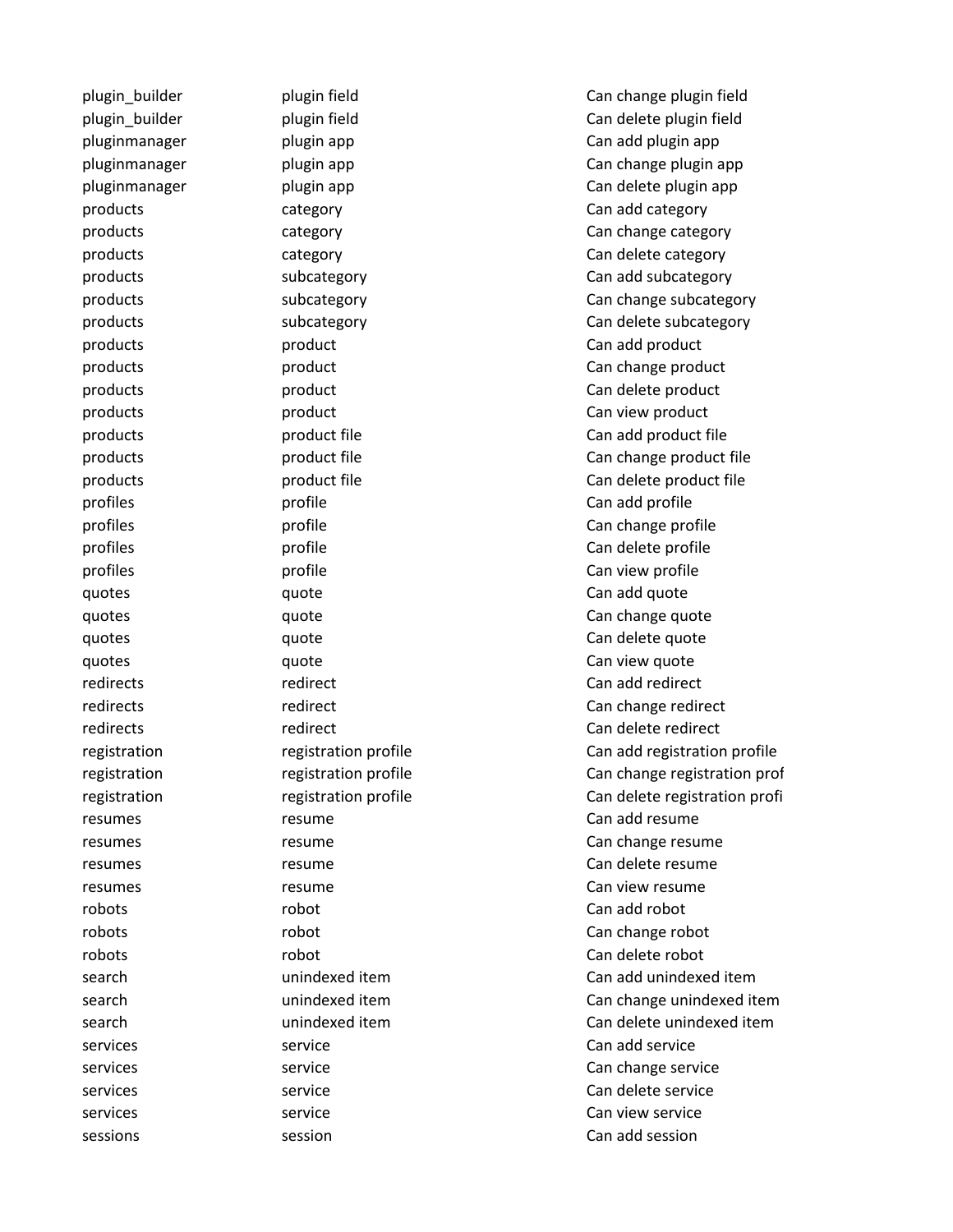| | | |
|---|---|---|
| plugin_builder | plugin field | Can change plugin field |
| plugin_builder | plugin field | Can delete plugin field |
| pluginmanager | plugin app | Can add plugin app |
| pluginmanager | plugin app | Can change plugin app |
| pluginmanager | plugin app | Can delete plugin app |
| products | category | Can add category |
| products | category | Can change category |
| products | category | Can delete category |
| products | subcategory | Can add subcategory |
| products | subcategory | Can change subcategory |
| products | subcategory | Can delete subcategory |
| products | product | Can add product |
| products | product | Can change product |
| products | product | Can delete product |
| products | product | Can view product |
| products | product file | Can add product file |
| products | product file | Can change product file |
| products | product file | Can delete product file |
| profiles | profile | Can add profile |
| profiles | profile | Can change profile |
| profiles | profile | Can delete profile |
| profiles | profile | Can view profile |
| quotes | quote | Can add quote |
| quotes | quote | Can change quote |
| quotes | quote | Can delete quote |
| quotes | quote | Can view quote |
| redirects | redirect | Can add redirect |
| redirects | redirect | Can change redirect |
| redirects | redirect | Can delete redirect |
| registration | registration profile | Can add registration profile |
| registration | registration profile | Can change registration prof |
| registration | registration profile | Can delete registration profi |
| resumes | resume | Can add resume |
| resumes | resume | Can change resume |
| resumes | resume | Can delete resume |
| resumes | resume | Can view resume |
| robots | robot | Can add robot |
| robots | robot | Can change robot |
| robots | robot | Can delete robot |
| search | unindexed item | Can add unindexed item |
| search | unindexed item | Can change unindexed item |
| search | unindexed item | Can delete unindexed item |
| services | service | Can add service |
| services | service | Can change service |
| services | service | Can delete service |
| services | service | Can view service |
| sessions | session | Can add session |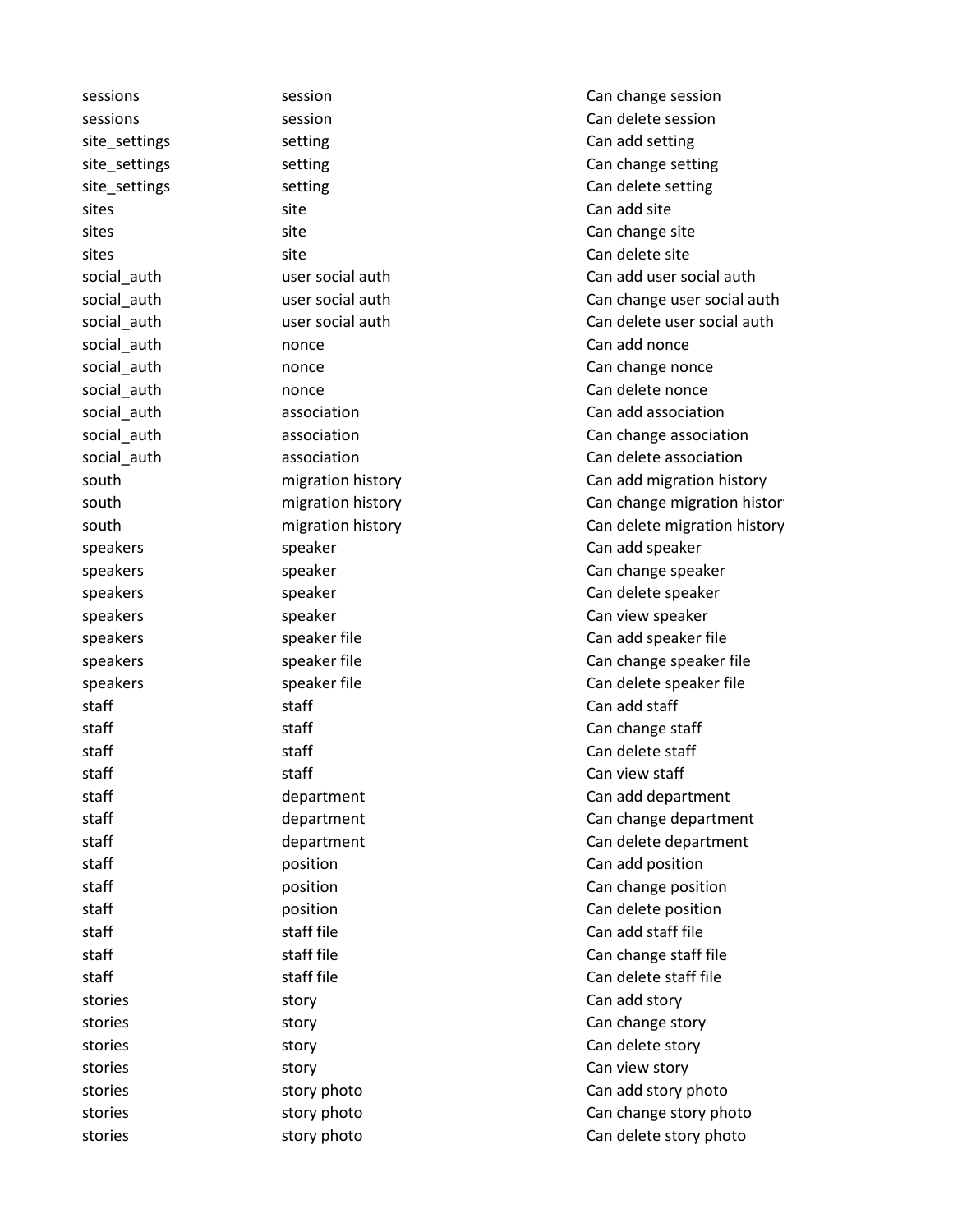| | | |
|---|---|---|
| sessions | session | Can change session |
| sessions | session | Can delete session |
| site_settings | setting | Can add setting |
| site_settings | setting | Can change setting |
| site_settings | setting | Can delete setting |
| sites | site | Can add site |
| sites | site | Can change site |
| sites | site | Can delete site |
| social_auth | user social auth | Can add user social auth |
| social_auth | user social auth | Can change user social auth |
| social_auth | user social auth | Can delete user social auth |
| social_auth | nonce | Can add nonce |
| social_auth | nonce | Can change nonce |
| social_auth | nonce | Can delete nonce |
| social_auth | association | Can add association |
| social_auth | association | Can change association |
| social_auth | association | Can delete association |
| south | migration history | Can add migration history |
| south | migration history | Can change migration histor |
| south | migration history | Can delete migration history |
| speakers | speaker | Can add speaker |
| speakers | speaker | Can change speaker |
| speakers | speaker | Can delete speaker |
| speakers | speaker | Can view speaker |
| speakers | speaker file | Can add speaker file |
| speakers | speaker file | Can change speaker file |
| speakers | speaker file | Can delete speaker file |
| staff | staff | Can add staff |
| staff | staff | Can change staff |
| staff | staff | Can delete staff |
| staff | staff | Can view staff |
| staff | department | Can add department |
| staff | department | Can change department |
| staff | department | Can delete department |
| staff | position | Can add position |
| staff | position | Can change position |
| staff | position | Can delete position |
| staff | staff file | Can add staff file |
| staff | staff file | Can change staff file |
| staff | staff file | Can delete staff file |
| stories | story | Can add story |
| stories | story | Can change story |
| stories | story | Can delete story |
| stories | story | Can view story |
| stories | story photo | Can add story photo |
| stories | story photo | Can change story photo |
| stories | story photo | Can delete story photo |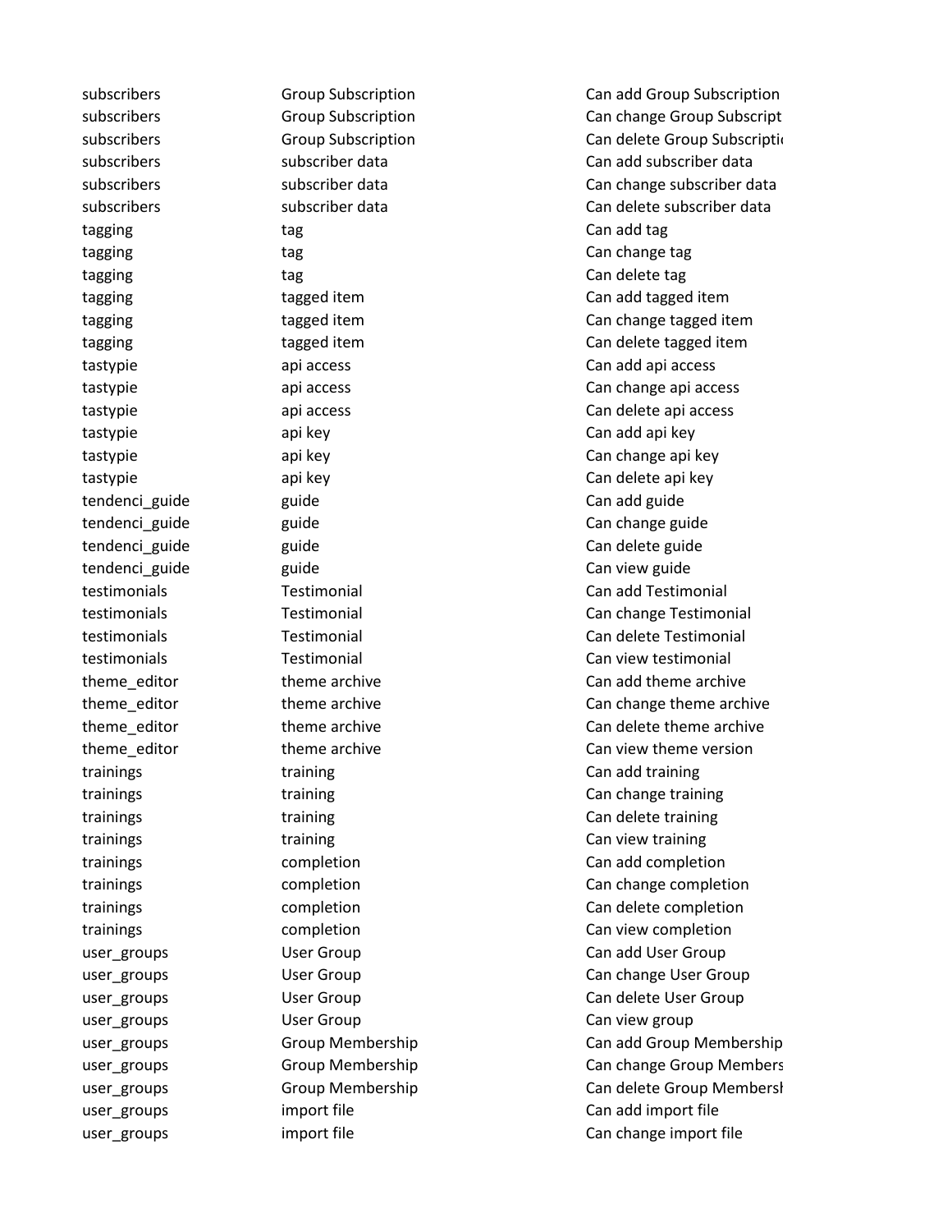| | | |
|---|---|---|
| subscribers | Group Subscription | Can add Group Subscription |
| subscribers | Group Subscription | Can change Group Subscript |
| subscribers | Group Subscription | Can delete Group Subscriptio |
| subscribers | subscriber data | Can add subscriber data |
| subscribers | subscriber data | Can change subscriber data |
| subscribers | subscriber data | Can delete subscriber data |
| tagging | tag | Can add tag |
| tagging | tag | Can change tag |
| tagging | tag | Can delete tag |
| tagging | tagged item | Can add tagged item |
| tagging | tagged item | Can change tagged item |
| tagging | tagged item | Can delete tagged item |
| tastypie | api access | Can add api access |
| tastypie | api access | Can change api access |
| tastypie | api access | Can delete api access |
| tastypie | api key | Can add api key |
| tastypie | api key | Can change api key |
| tastypie | api key | Can delete api key |
| tendenci_guide | guide | Can add guide |
| tendenci_guide | guide | Can change guide |
| tendenci_guide | guide | Can delete guide |
| tendenci_guide | guide | Can view guide |
| testimonials | Testimonial | Can add Testimonial |
| testimonials | Testimonial | Can change Testimonial |
| testimonials | Testimonial | Can delete Testimonial |
| testimonials | Testimonial | Can view testimonial |
| theme_editor | theme archive | Can add theme archive |
| theme_editor | theme archive | Can change theme archive |
| theme_editor | theme archive | Can delete theme archive |
| theme_editor | theme archive | Can view theme version |
| trainings | training | Can add training |
| trainings | training | Can change training |
| trainings | training | Can delete training |
| trainings | training | Can view training |
| trainings | completion | Can add completion |
| trainings | completion | Can change completion |
| trainings | completion | Can delete completion |
| trainings | completion | Can view completion |
| user_groups | User Group | Can add User Group |
| user_groups | User Group | Can change User Group |
| user_groups | User Group | Can delete User Group |
| user_groups | User Group | Can view group |
| user_groups | Group Membership | Can add Group Membership |
| user_groups | Group Membership | Can change Group Members |
| user_groups | Group Membership | Can delete Group Membersh |
| user_groups | import file | Can add import file |
| user_groups | import file | Can change import file |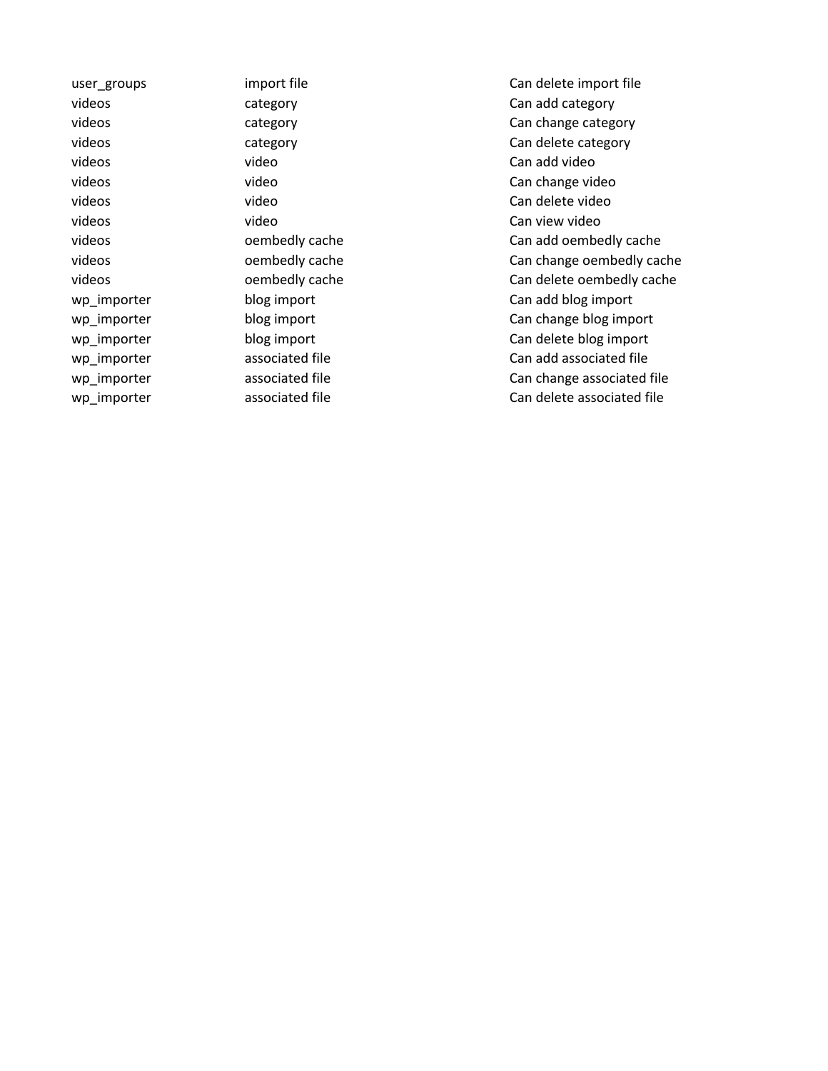| | | |
|---|---|---|
| user_groups | import file | Can delete import file |
| videos | category | Can add category |
| videos | category | Can change category |
| videos | category | Can delete category |
| videos | video | Can add video |
| videos | video | Can change video |
| videos | video | Can delete video |
| videos | video | Can view video |
| videos | oembedly cache | Can add oembedly cache |
| videos | oembedly cache | Can change oembedly cache |
| videos | oembedly cache | Can delete oembedly cache |
| wp_importer | blog import | Can add blog import |
| wp_importer | blog import | Can change blog import |
| wp_importer | blog import | Can delete blog import |
| wp_importer | associated file | Can add associated file |
| wp_importer | associated file | Can change associated file |
| wp_importer | associated file | Can delete associated file |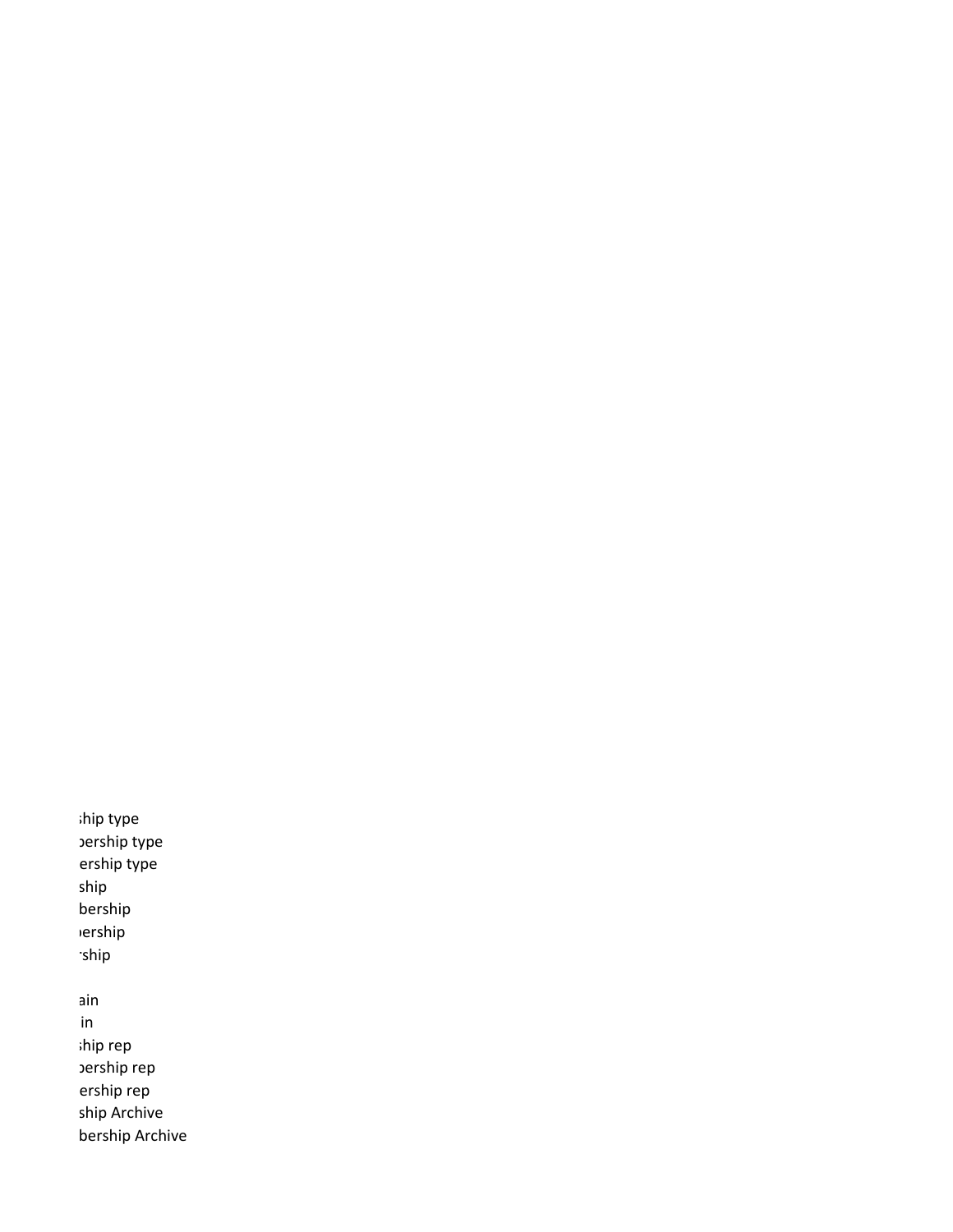ship type
bership type
ership type
ship
bership
bership
rship

ain
in
ship rep
bership rep
ership rep
ship Archive
bership Archive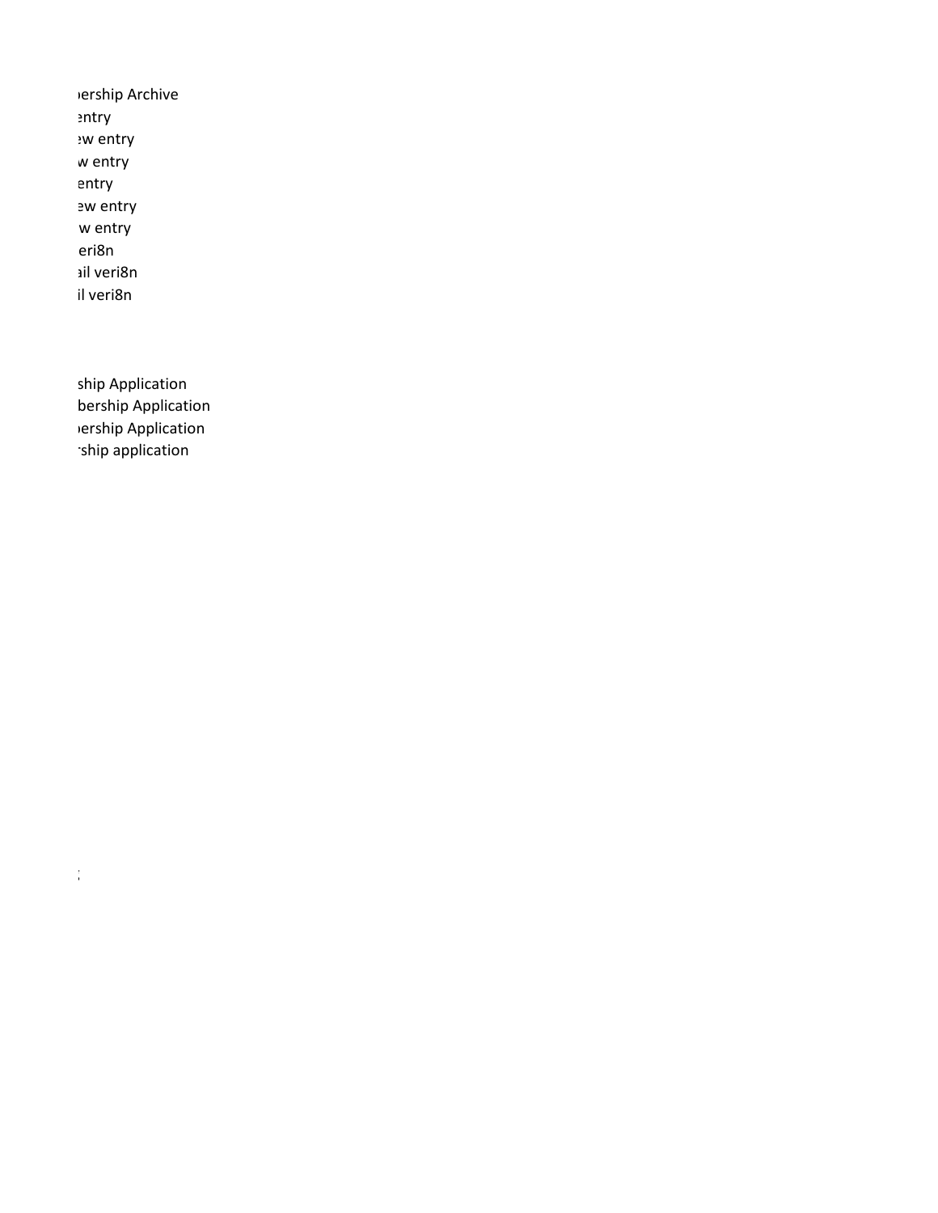ɔership Archive
entry
ew entry
w entry
entry
ew entry
w entry
eri8n
ail veri8n
il veri8n

ship Application
bership Application
ɔership Application
rship application

: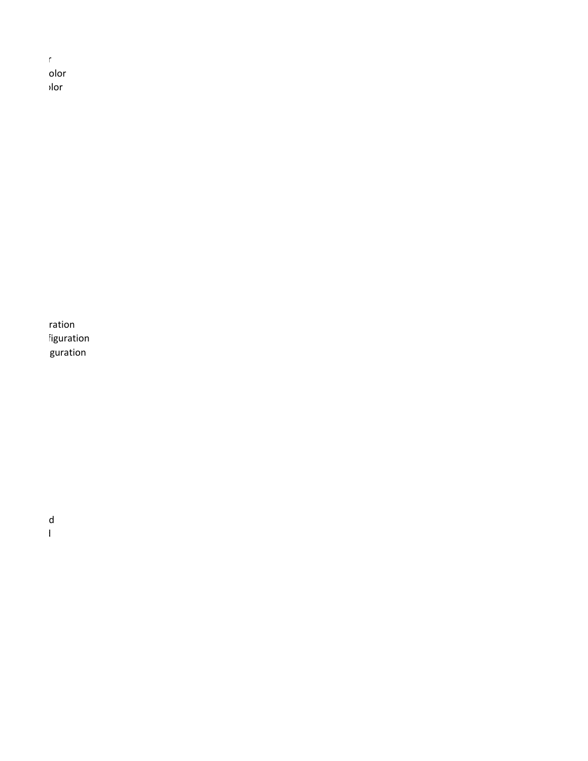r
olor
olor

ration
figuration
guration

d
l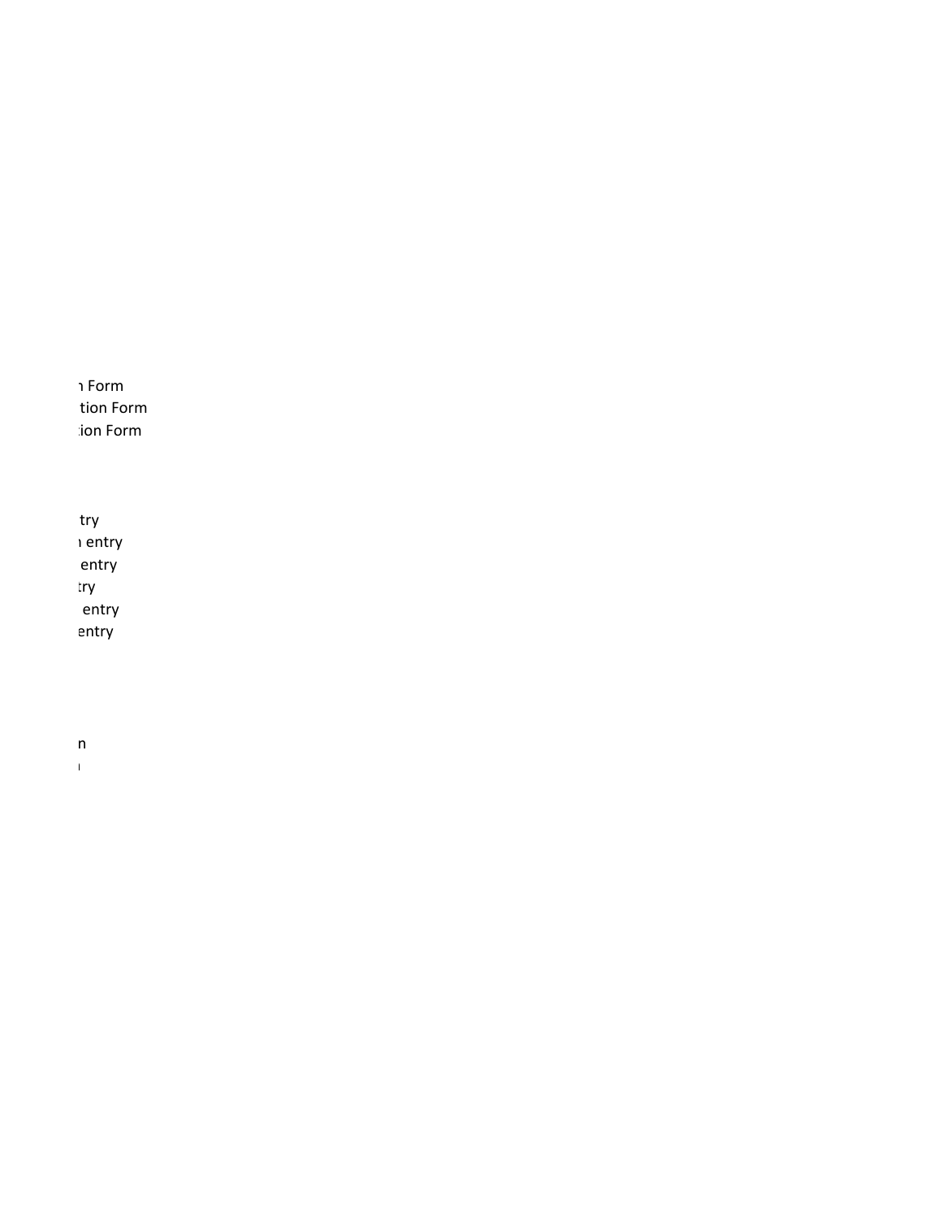n Form
tion Form
tion Form

try
n entry
entry
try
entry
entry

n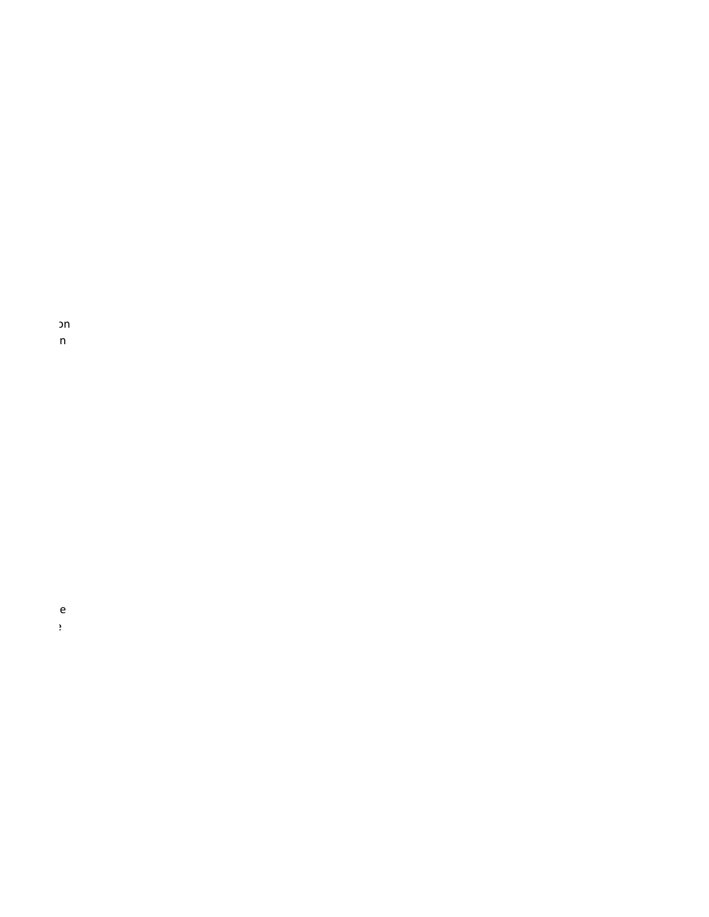on
n

e
e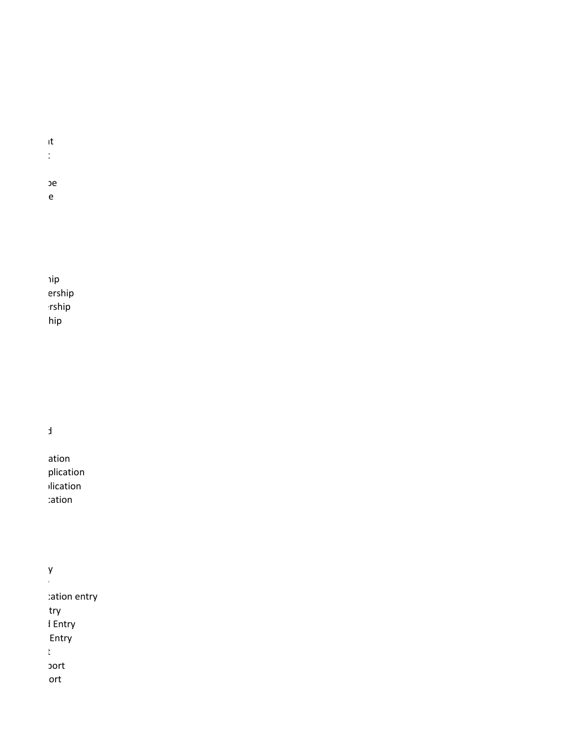ıt
:

ɔe
e

ɿip
ership
ɛrship
hip

d

ation
plication
ɔlication
ɛation

y
'
ɛation entry
try
l Entry
Entry
t
ɔort
ort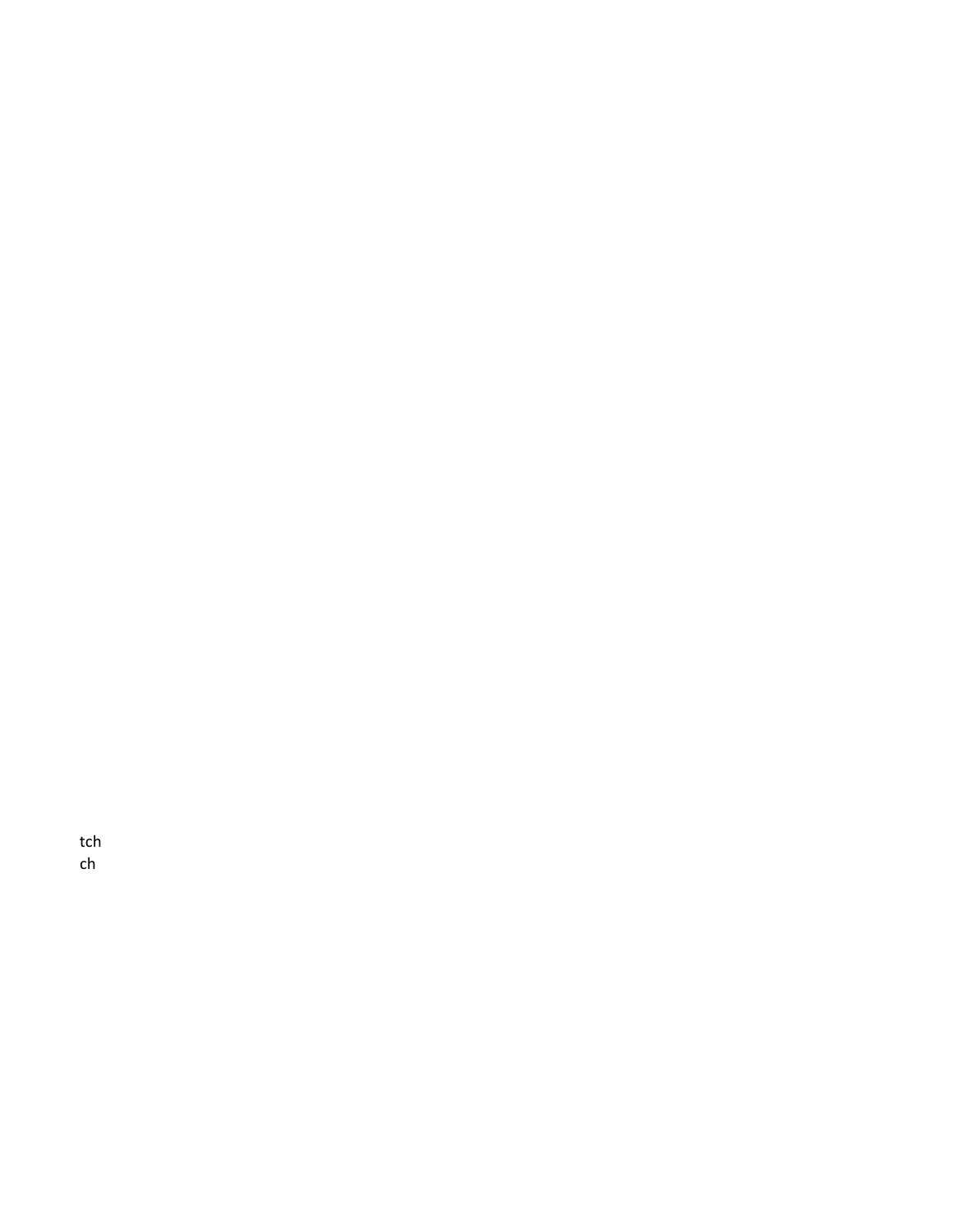tch
ch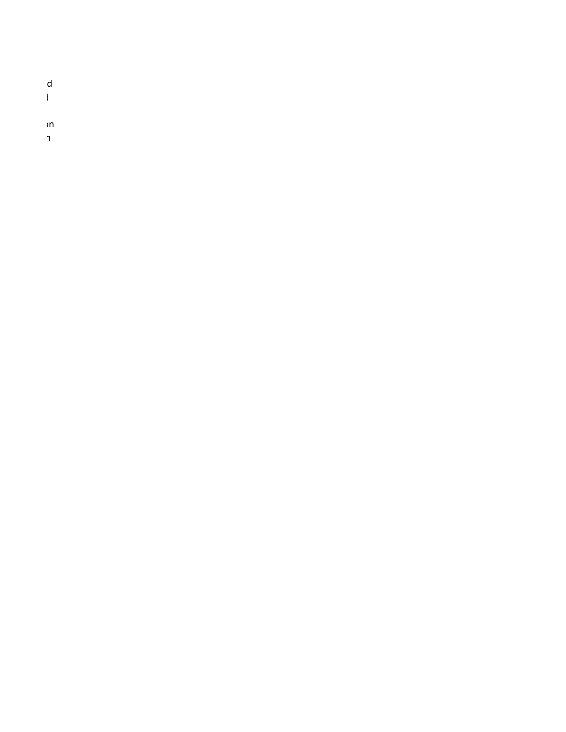d
l

on
n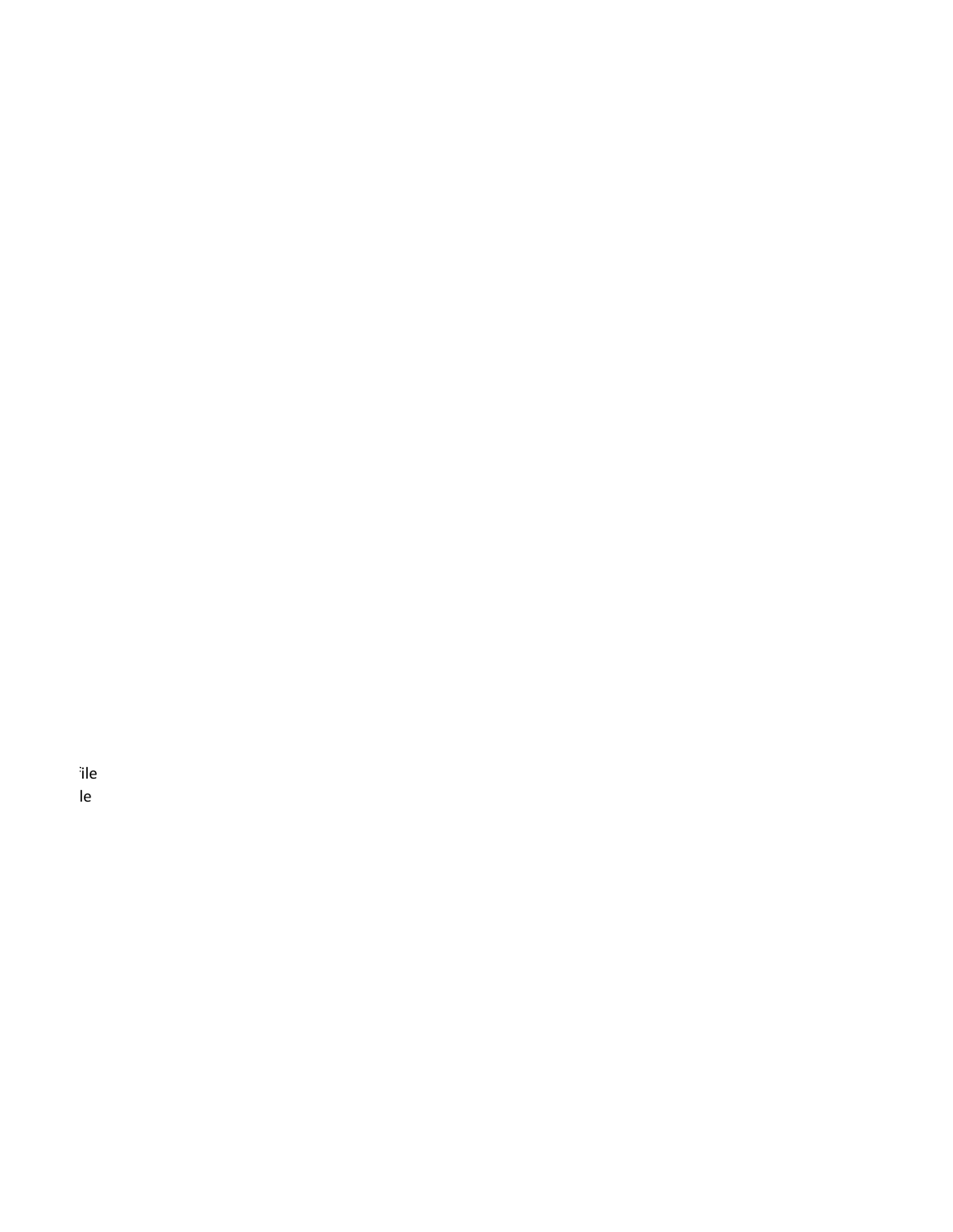ile
le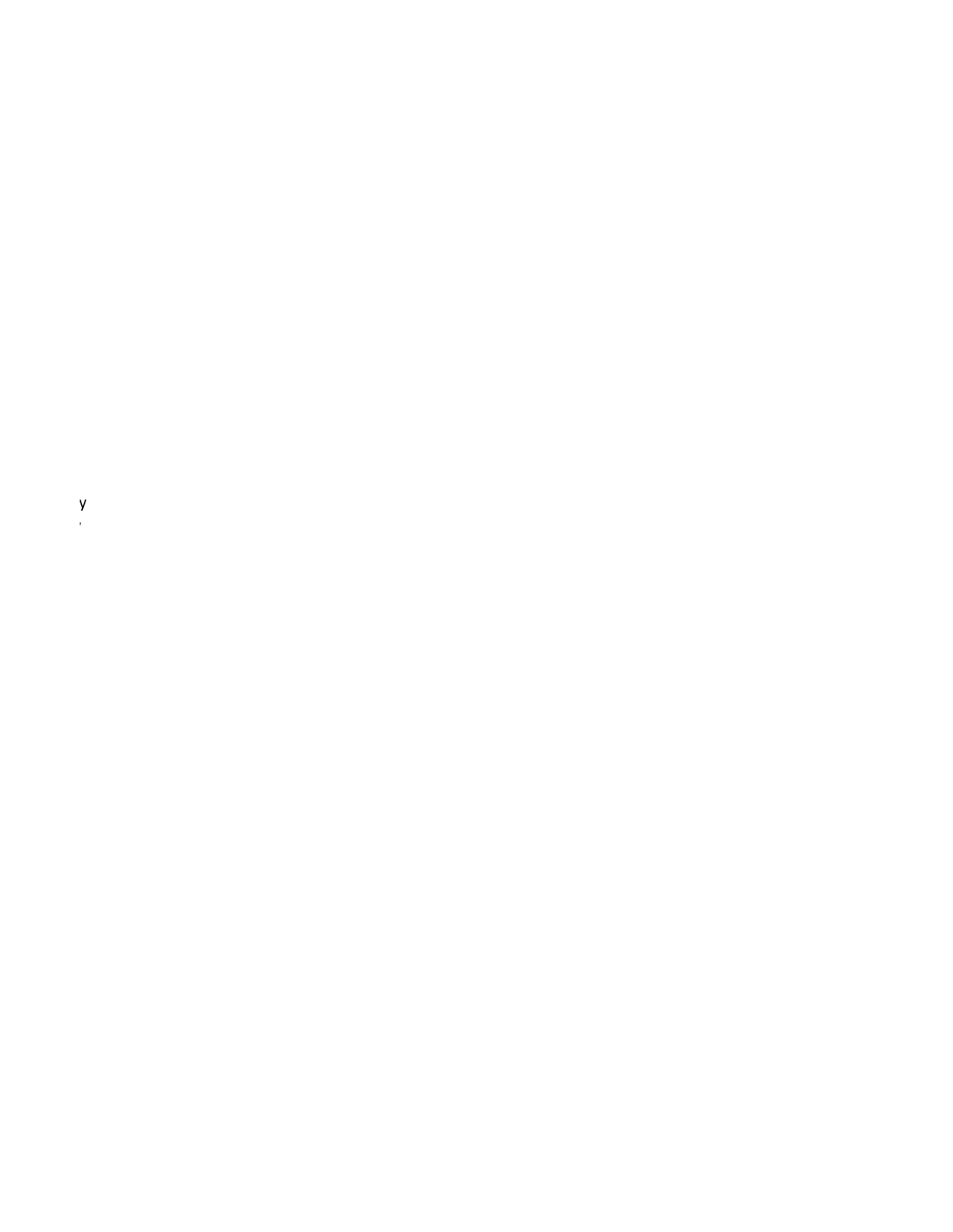y

'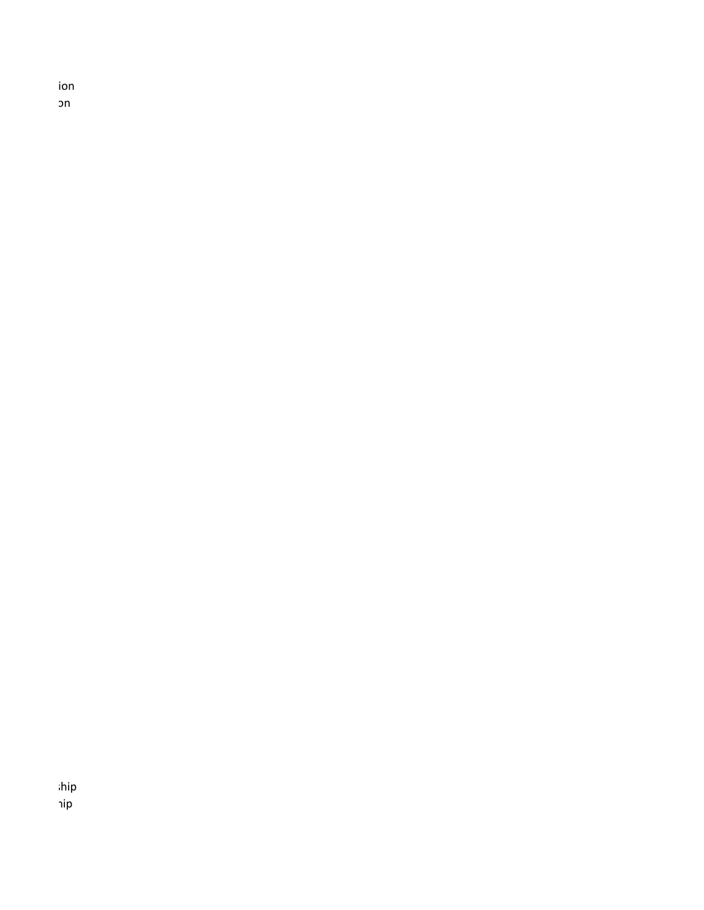ion
on

ship
hip